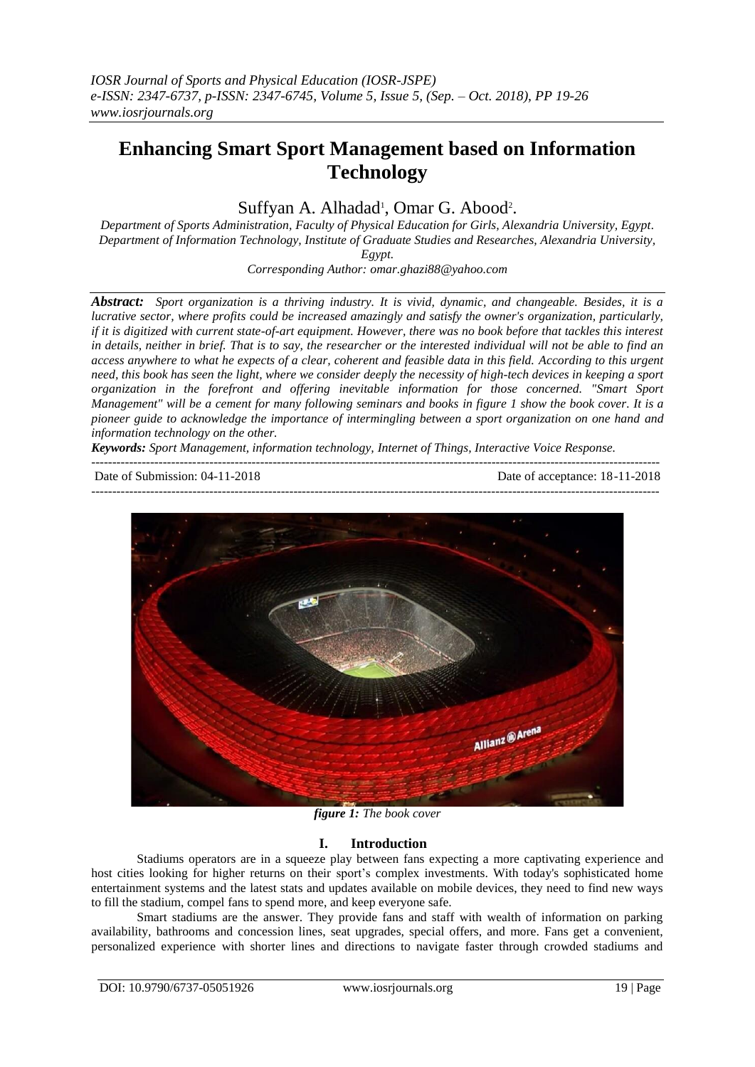# Enhancing Smart Sport Management based on Information Technology

Suffyan A. Alhadad[1], Omar G. Abood[2].

*Department of Sports Administration, Faculty of Physical Education for Girls, Alexandria University, Egypt.*
*Department of Information Technology, Institute of Graduate Studies and Researches, Alexandria University, Egypt.*
*Corresponding Author: omar.ghazi88@yahoo.com*

***Abstract:*** *Sport organization is a thriving industry. It is vivid, dynamic, and changeable. Besides, it is a lucrative sector, where profits could be increased amazingly and satisfy the owner's organization, particularly, if it is digitized with current state-of-art equipment. However, there was no book before that tackles this interest in details, neither in brief. That is to say, the researcher or the interested individual will not be able to find an access anywhere to what he expects of a clear, coherent and feasible data in this field. According to this urgent need, this book has seen the light, where we consider deeply the necessity of high-tech devices in keeping a sport organization in the forefront and offering inevitable information for those concerned. "Smart Sport Management" will be a cement for many following seminars and books in figure 1 show the book cover. It is a pioneer guide to acknowledge the importance of intermingling between a sport organization on one hand and information technology on the other.*

***Keywords:*** *Sport Management, information technology, Internet of Things, Interactive Voice Response.*

Date of Submission: 04-11-2018 Date of acceptance: 18-11-2018

***figure 1:*** *The book cover*

## I. Introduction

Stadiums operators are in a squeeze play between fans expecting a more captivating experience and host cities looking for higher returns on their sport's complex investments. With today's sophisticated home entertainment systems and the latest stats and updates available on mobile devices, they need to find new ways to fill the stadium, compel fans to spend more, and keep everyone safe.

Smart stadiums are the answer. They provide fans and staff with wealth of information on parking availability, bathrooms and concession lines, seat upgrades, special offers, and more. Fans get a convenient, personalized experience with shorter lines and directions to navigate faster through crowded stadiums and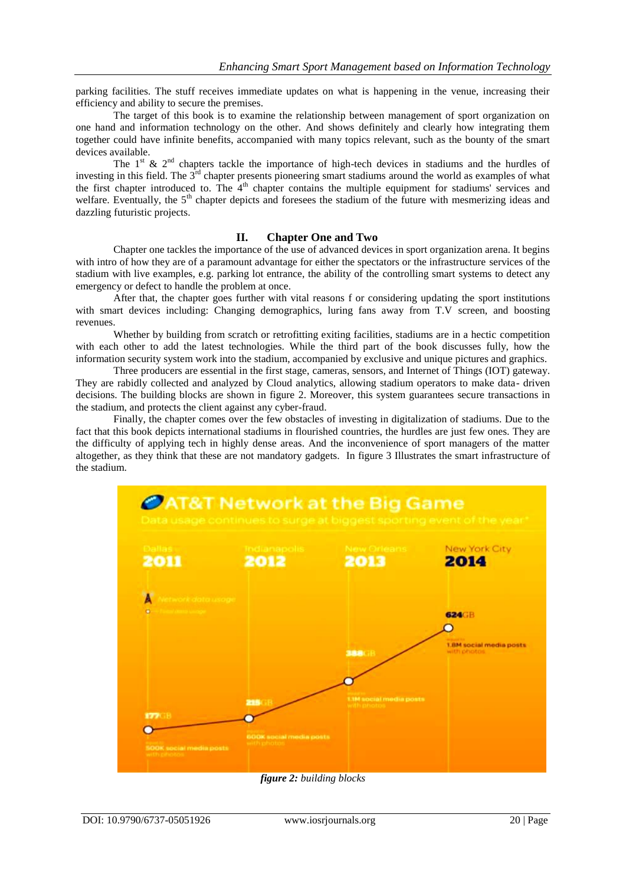parking facilities. The stuff receives immediate updates on what is happening in the venue, increasing their efficiency and ability to secure the premises.

The target of this book is to examine the relationship between management of sport organization on one hand and information technology on the other. And shows definitely and clearly how integrating them together could have infinite benefits, accompanied with many topics relevant, such as the bounty of the smart devices available.

The 1st & 2nd chapters tackle the importance of high-tech devices in stadiums and the hurdles of investing in this field. The 3rd chapter presents pioneering smart stadiums around the world as examples of what the first chapter introduced to. The 4th chapter contains the multiple equipment for stadiums' services and welfare. Eventually, the 5th chapter depicts and foresees the stadium of the future with mesmerizing ideas and dazzling futuristic projects.

## II. Chapter One and Two

Chapter one tackles the importance of the use of advanced devices in sport organization arena. It begins with intro of how they are of a paramount advantage for either the spectators or the infrastructure services of the stadium with live examples, e.g. parking lot entrance, the ability of the controlling smart systems to detect any emergency or defect to handle the problem at once.

After that, the chapter goes further with vital reasons f or considering updating the sport institutions with smart devices including: Changing demographics, luring fans away from T.V screen, and boosting revenues.

Whether by building from scratch or retrofitting exiting facilities, stadiums are in a hectic competition with each other to add the latest technologies. While the third part of the book discusses fully, how the information security system work into the stadium, accompanied by exclusive and unique pictures and graphics.

Three producers are essential in the first stage, cameras, sensors, and Internet of Things (IOT) gateway. They are rabidly collected and analyzed by Cloud analytics, allowing stadium operators to make data- driven decisions. The building blocks are shown in figure 2. Moreover, this system guarantees secure transactions in the stadium, and protects the client against any cyber-fraud.

Finally, the chapter comes over the few obstacles of investing in digitalization of stadiums. Due to the fact that this book depicts international stadiums in flourished countries, the hurdles are just few ones. They are the difficulty of applying tech in highly dense areas. And the inconvenience of sport managers of the matter altogether, as they think that these are not mandatory gadgets. In figure 3 Illustrates the smart infrastructure of the stadium.

***figure 2:*** *building blocks*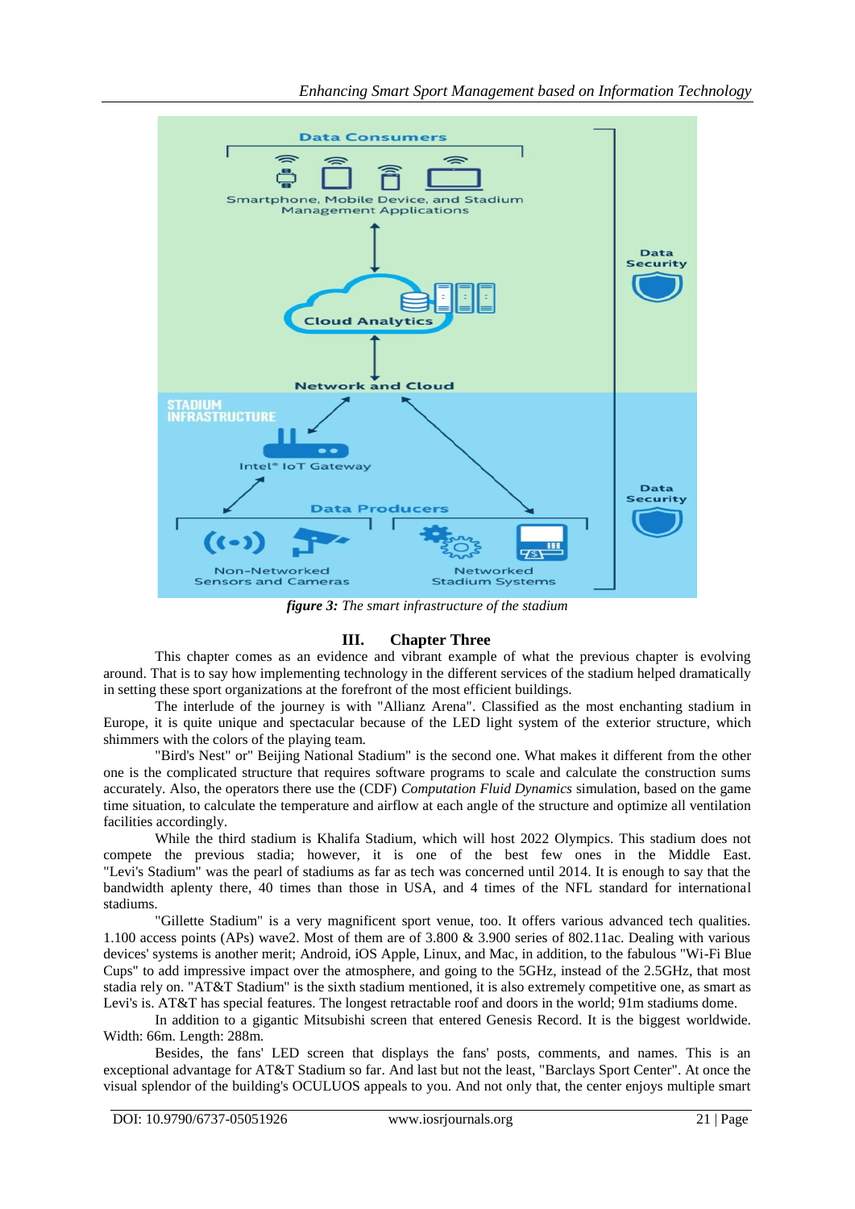*figure 3: The smart infrastructure of the stadium*

## III. Chapter Three

This chapter comes as an evidence and vibrant example of what the previous chapter is evolving around. That is to say how implementing technology in the different services of the stadium helped dramatically in setting these sport organizations at the forefront of the most efficient buildings.

The interlude of the journey is with "Allianz Arena". Classified as the most enchanting stadium in Europe, it is quite unique and spectacular because of the LED light system of the exterior structure, which shimmers with the colors of the playing team.

"Bird's Nest" or" Beijing National Stadium" is the second one. What makes it different from the other one is the complicated structure that requires software programs to scale and calculate the construction sums accurately. Also, the operators there use the (CDF) *Computation Fluid Dynamics* simulation, based on the game time situation, to calculate the temperature and airflow at each angle of the structure and optimize all ventilation facilities accordingly.

While the third stadium is Khalifa Stadium, which will host 2022 Olympics. This stadium does not compete the previous stadia; however, it is one of the best few ones in the Middle East. "Levi's Stadium" was the pearl of stadiums as far as tech was concerned until 2014. It is enough to say that the bandwidth aplenty there, 40 times than those in USA, and 4 times of the NFL standard for international stadiums.

"Gillette Stadium" is a very magnificent sport venue, too. It offers various advanced tech qualities. 1.100 access points (APs) wave2. Most of them are of 3.800 & 3.900 series of 802.11ac. Dealing with various devices' systems is another merit; Android, iOS Apple, Linux, and Mac, in addition, to the fabulous "Wi-Fi Blue Cups" to add impressive impact over the atmosphere, and going to the 5GHz, instead of the 2.5GHz, that most stadia rely on. "AT&T Stadium" is the sixth stadium mentioned, it is also extremely competitive one, as smart as Levi's is. AT&T has special features. The longest retractable roof and doors in the world; 91m stadiums dome.

In addition to a gigantic Mitsubishi screen that entered Genesis Record. It is the biggest worldwide. Width: 66m. Length: 288m.

Besides, the fans' LED screen that displays the fans' posts, comments, and names. This is an exceptional advantage for AT&T Stadium so far. And last but not the least, "Barclays Sport Center". At once the visual splendor of the building's OCULUOS appeals to you. And not only that, the center enjoys multiple smart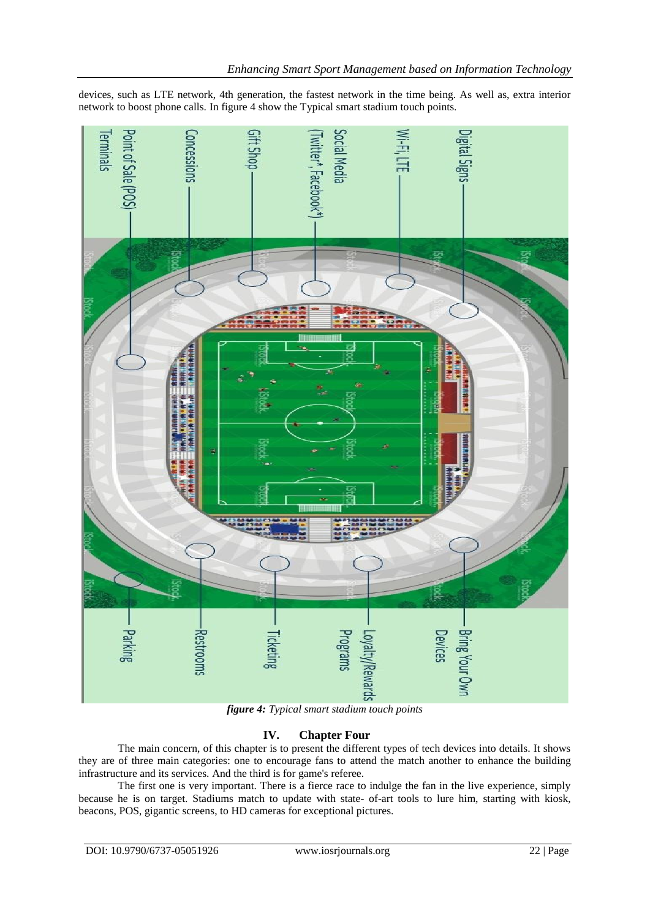devices, such as LTE network, 4th generation, the fastest network in the time being. As well as, extra interior network to boost phone calls. In figure 4 show the Typical smart stadium touch points.

***figure 4:*** *Typical smart stadium touch points*

## IV. Chapter Four

The main concern, of this chapter is to present the different types of tech devices into details. It shows they are of three main categories: one to encourage fans to attend the match another to enhance the building infrastructure and its services. And the third is for game's referee.

The first one is very important. There is a fierce race to indulge the fan in the live experience, simply because he is on target. Stadiums match to update with state- of-art tools to lure him, starting with kiosk, beacons, POS, gigantic screens, to HD cameras for exceptional pictures.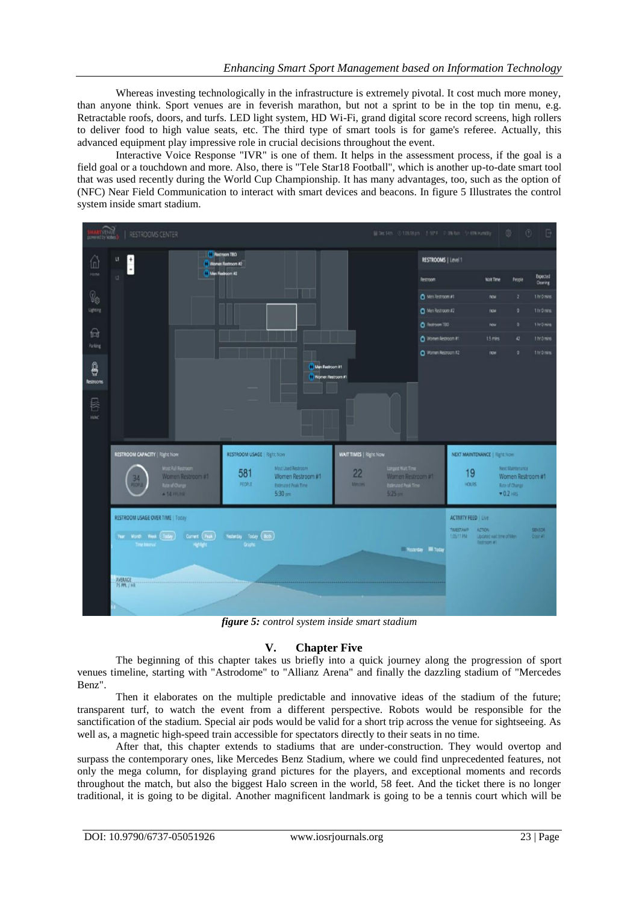Whereas investing technologically in the infrastructure is extremely pivotal. It cost much more money, than anyone think. Sport venues are in feverish marathon, but not a sprint to be in the top tin menu, e.g. Retractable roofs, doors, and turfs. LED light system, HD Wi-Fi, grand digital score record screens, high rollers to deliver food to high value seats, etc. The third type of smart tools is for game's referee. Actually, this advanced equipment play impressive role in crucial decisions throughout the event.

Interactive Voice Response "IVR" is one of them. It helps in the assessment process, if the goal is a field goal or a touchdown and more. Also, there is "Tele Star18 Football", which is another up-to-date smart tool that was used recently during the World Cup Championship. It has many advantages, too, such as the option of (NFC) Near Field Communication to interact with smart devices and beacons. In figure 5 Illustrates the control system inside smart stadium.

***figure 5:*** *control system inside smart stadium*

## V. Chapter Five

The beginning of this chapter takes us briefly into a quick journey along the progression of sport venues timeline, starting with "Astrodome" to "Allianz Arena" and finally the dazzling stadium of "Mercedes Benz".

Then it elaborates on the multiple predictable and innovative ideas of the stadium of the future; transparent turf, to watch the event from a different perspective. Robots would be responsible for the sanctification of the stadium. Special air pods would be valid for a short trip across the venue for sightseeing. As well as, a magnetic high-speed train accessible for spectators directly to their seats in no time.

After that, this chapter extends to stadiums that are under-construction. They would overtop and surpass the contemporary ones, like Mercedes Benz Stadium, where we could find unprecedented features, not only the mega column, for displaying grand pictures for the players, and exceptional moments and records throughout the match, but also the biggest Halo screen in the world, 58 feet. And the ticket there is no longer traditional, it is going to be digital. Another magnificent landmark is going to be a tennis court which will be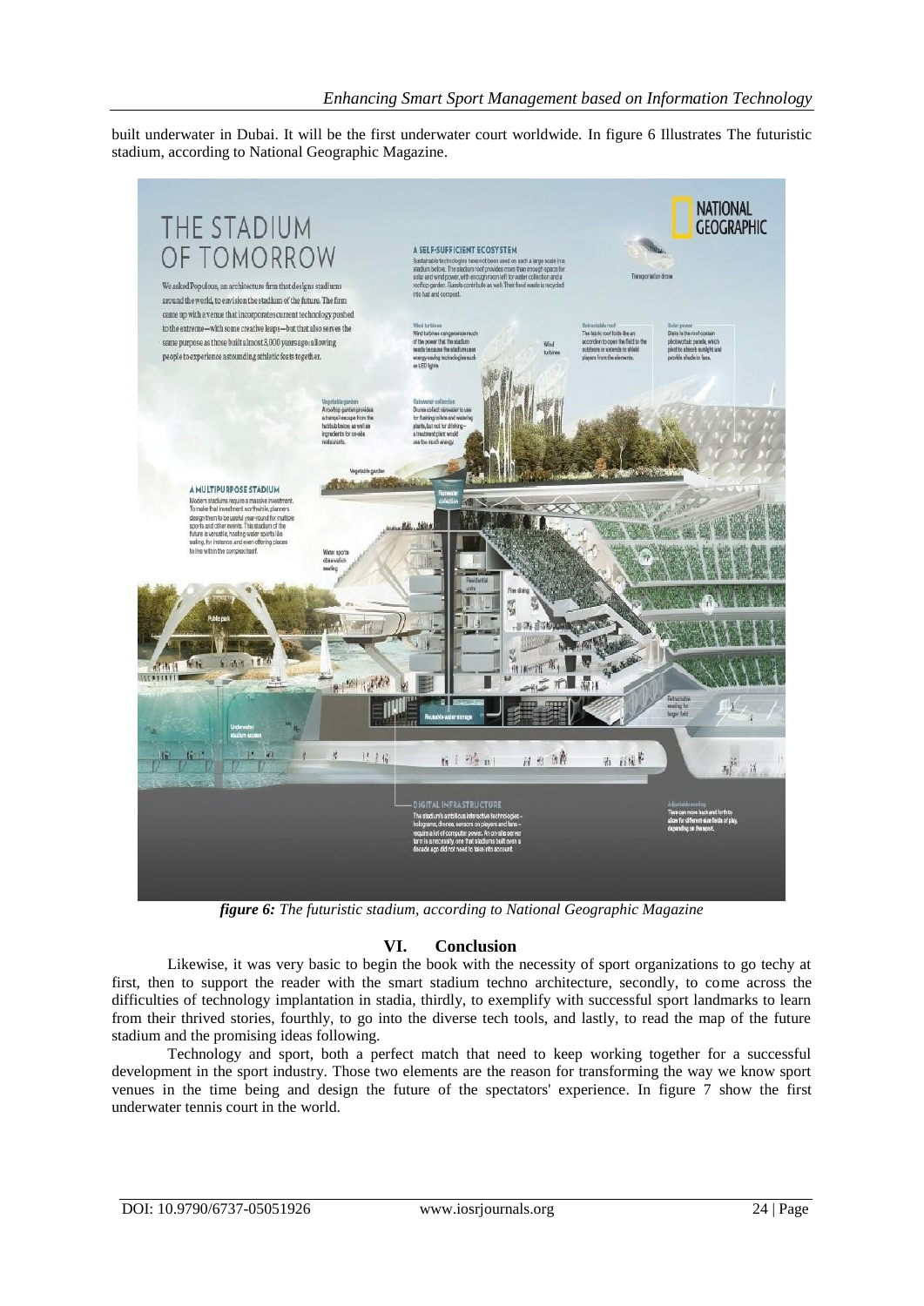built underwater in Dubai. It will be the first underwater court worldwide. In figure 6 Illustrates The futuristic stadium, according to National Geographic Magazine.

*figure 6: The futuristic stadium, according to National Geographic Magazine*

## VI. Conclusion

Likewise, it was very basic to begin the book with the necessity of sport organizations to go techy at first, then to support the reader with the smart stadium techno architecture, secondly, to come across the difficulties of technology implantation in stadia, thirdly, to exemplify with successful sport landmarks to learn from their thrived stories, fourthly, to go into the diverse tech tools, and lastly, to read the map of the future stadium and the promising ideas following.

Technology and sport, both a perfect match that need to keep working together for a successful development in the sport industry. Those two elements are the reason for transforming the way we know sport venues in the time being and design the future of the spectators' experience. In figure 7 show the first underwater tennis court in the world.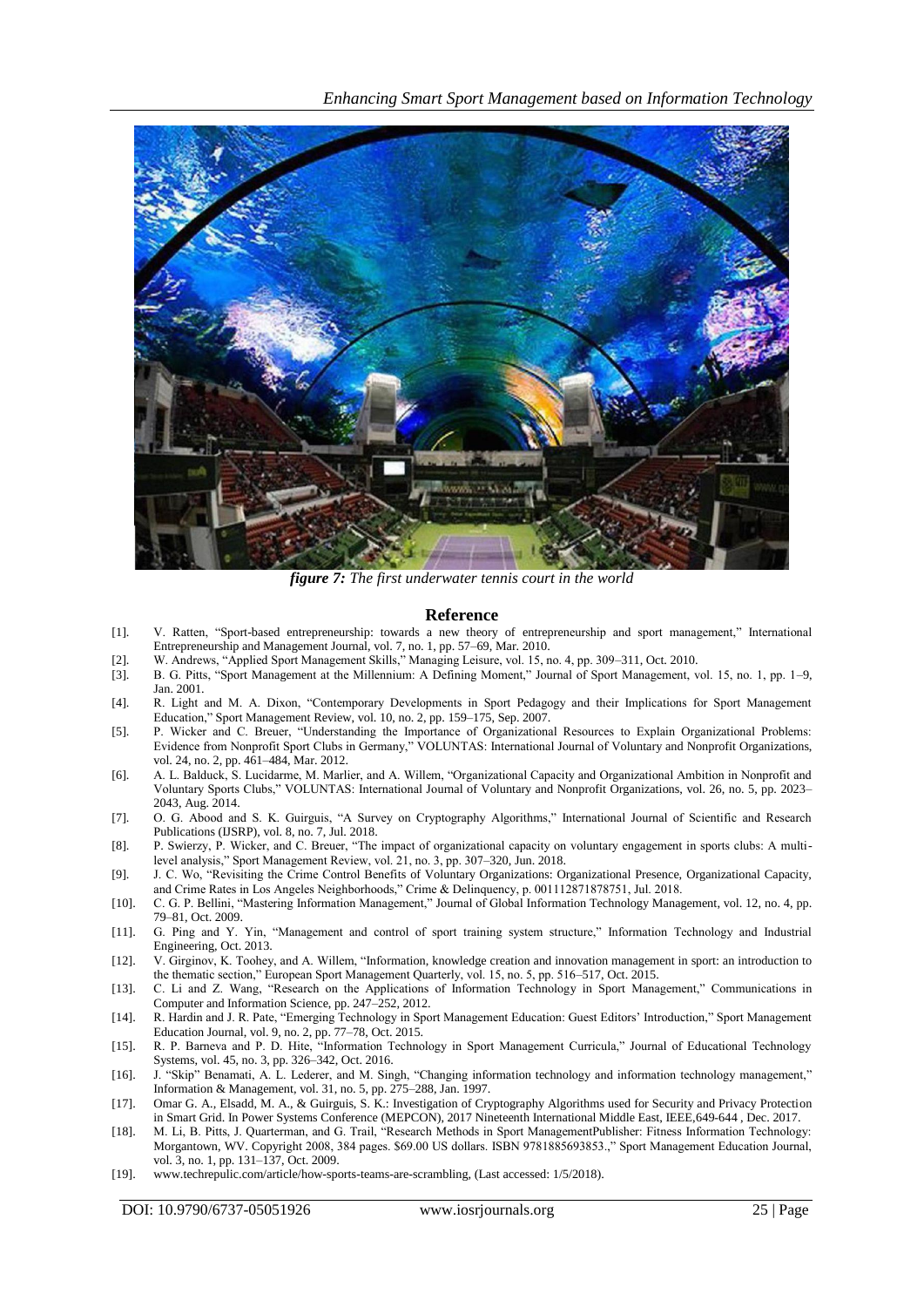*figure 7: The first underwater tennis court in the world*

## Reference

[1]. V. Ratten, "Sport-based entrepreneurship: towards a new theory of entrepreneurship and sport management," International Entrepreneurship and Management Journal, vol. 7, no. 1, pp. 57–69, Mar. 2010.

[2]. W. Andrews, "Applied Sport Management Skills," Managing Leisure, vol. 15, no. 4, pp. 309–311, Oct. 2010.

[3]. B. G. Pitts, "Sport Management at the Millennium: A Defining Moment," Journal of Sport Management, vol. 15, no. 1, pp. 1–9, Jan. 2001.

[4]. R. Light and M. A. Dixon, "Contemporary Developments in Sport Pedagogy and their Implications for Sport Management Education," Sport Management Review, vol. 10, no. 2, pp. 159–175, Sep. 2007.

[5]. P. Wicker and C. Breuer, "Understanding the Importance of Organizational Resources to Explain Organizational Problems: Evidence from Nonprofit Sport Clubs in Germany," VOLUNTAS: International Journal of Voluntary and Nonprofit Organizations, vol. 24, no. 2, pp. 461–484, Mar. 2012.

[6]. A. L. Balduck, S. Lucidarme, M. Marlier, and A. Willem, "Organizational Capacity and Organizational Ambition in Nonprofit and Voluntary Sports Clubs," VOLUNTAS: International Journal of Voluntary and Nonprofit Organizations, vol. 26, no. 5, pp. 2023–2043, Aug. 2014.

[7]. O. G. Abood and S. K. Guirguis, "A Survey on Cryptography Algorithms," International Journal of Scientific and Research Publications (IJSRP), vol. 8, no. 7, Jul. 2018.

[8]. P. Swierzy, P. Wicker, and C. Breuer, "The impact of organizational capacity on voluntary engagement in sports clubs: A multi-level analysis," Sport Management Review, vol. 21, no. 3, pp. 307–320, Jun. 2018.

[9]. J. C. Wo, "Revisiting the Crime Control Benefits of Voluntary Organizations: Organizational Presence, Organizational Capacity, and Crime Rates in Los Angeles Neighborhoods," Crime & Delinquency, p. 001112871878751, Jul. 2018.

[10]. C. G. P. Bellini, "Mastering Information Management," Journal of Global Information Technology Management, vol. 12, no. 4, pp. 79–81, Oct. 2009.

[11]. G. Ping and Y. Yin, "Management and control of sport training system structure," Information Technology and Industrial Engineering, Oct. 2013.

[12]. V. Girginov, K. Toohey, and A. Willem, "Information, knowledge creation and innovation management in sport: an introduction to the thematic section," European Sport Management Quarterly, vol. 15, no. 5, pp. 516–517, Oct. 2015.

[13]. C. Li and Z. Wang, "Research on the Applications of Information Technology in Sport Management," Communications in Computer and Information Science, pp. 247–252, 2012.

[14]. R. Hardin and J. R. Pate, "Emerging Technology in Sport Management Education: Guest Editors' Introduction," Sport Management Education Journal, vol. 9, no. 2, pp. 77–78, Oct. 2015.

[15]. R. P. Barneva and P. D. Hite, "Information Technology in Sport Management Curricula," Journal of Educational Technology Systems, vol. 45, no. 3, pp. 326–342, Oct. 2016.

[16]. J. "Skip" Benamati, A. L. Lederer, and M. Singh, "Changing information technology and information technology management," Information & Management, vol. 31, no. 5, pp. 275–288, Jan. 1997.

[17]. Omar G. A., Elsadd, M. A., & Guirguis, S. K.: Investigation of Cryptography Algorithms used for Security and Privacy Protection in Smart Grid. In Power Systems Conference (MEPCON), 2017 Nineteenth International Middle East, IEEE,649-644 , Dec. 2017.

[18]. M. Li, B. Pitts, J. Quarterman, and G. Trail, "Research Methods in Sport ManagementPublisher: Fitness Information Technology: Morgantown, WV. Copyright 2008, 384 pages. $69.00 US dollars. ISBN 9781885693853.," Sport Management Education Journal, vol. 3, no. 1, pp. 131–137, Oct. 2009.

[19]. www.techrepulic.com/article/how-sports-teams-are-scrambling, (Last accessed: 1/5/2018).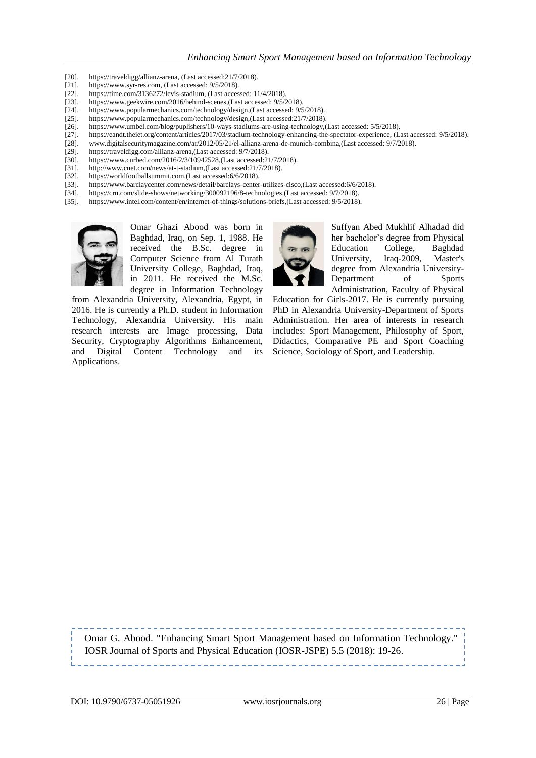[20]. https://traveldigg/allianz-arena, (Last accessed:21/7/2018).
[21]. https://www.syr-res.com, (Last accessed: 9/5/2018).
[22]. https://time.com/3136272/levis-stadium, (Last accessed: 11/4/2018).
[23]. https://www.geekwire.com/2016/behind-scenes,(Last accessed: 9/5/2018).
[24]. https://www.popularmechanics.com/technology/design,(Last accessed: 9/5/2018).
[25]. https://www.popularmechanics.com/technology/design,(Last accessed:21/7/2018).
[26]. https://www.umbel.com/blog/puplishers/10-ways-stadiums-are-using-technology,(Last accessed: 5/5/2018).
[27]. https://eandt.theiet.org/content/articles/2017/03/stadium-technology-enhancing-the-spectator-experience, (Last accessed: 9/5/2018).
[28]. www.digitalsecuritymagazine.com/ar/2012/05/21/el-allianz-arena-de-munich-combina,(Last accessed: 9/7/2018).
[29]. https://traveldigg.com/allianz-arena,(Last accessed: 9/7/2018).
[30]. https://www.curbed.com/2016/2/3/10942528,(Last accessed:21/7/2018).
[31]. http://www.cnet.com/news/at-t-stadium,(Last accessed:21/7/2018).
[32]. https://worldfootballsummit.com,(Last accessed:6/6/2018).
[33]. https://www.barclaycenter.com/news/detail/barclays-center-utilizes-cisco,(Last accessed:6/6/2018).
[34]. https://crn.com/slide-shows/networking/300092196/8-technologies,(Last accessed: 9/7/2018).
[35]. https://www.intel.com/content/en/internet-of-things/solutions-briefs,(Last accessed: 9/5/2018).

Omar Ghazi Abood was born in Baghdad, Iraq, on Sep. 1, 1988. He received the B.Sc. degree in Computer Science from Al Turath University College, Baghdad, Iraq, in 2011. He received the M.Sc. degree in Information Technology from Alexandria University, Alexandria, Egypt, in 2016. He is currently a Ph.D. student in Information Technology, Alexandria University. His main research interests are Image processing, Data Security, Cryptography Algorithms Enhancement, and Digital Content Technology and its Applications.

Suffyan Abed Mukhlif Alhadad did her bachelor's degree from Physical Education College, Baghdad University, Iraq-2009, Master's degree from Alexandria University-Department of Sports Administration, Faculty of Physical Education for Girls-2017. He is currently pursuing PhD in Alexandria University-Department of Sports Administration. Her area of interests in research includes: Sport Management, Philosophy of Sport, Didactics, Comparative PE and Sport Coaching Science, Sociology of Sport, and Leadership.

Omar G. Abood. "Enhancing Smart Sport Management based on Information Technology." IOSR Journal of Sports and Physical Education (IOSR-JSPE) 5.5 (2018): 19-26.